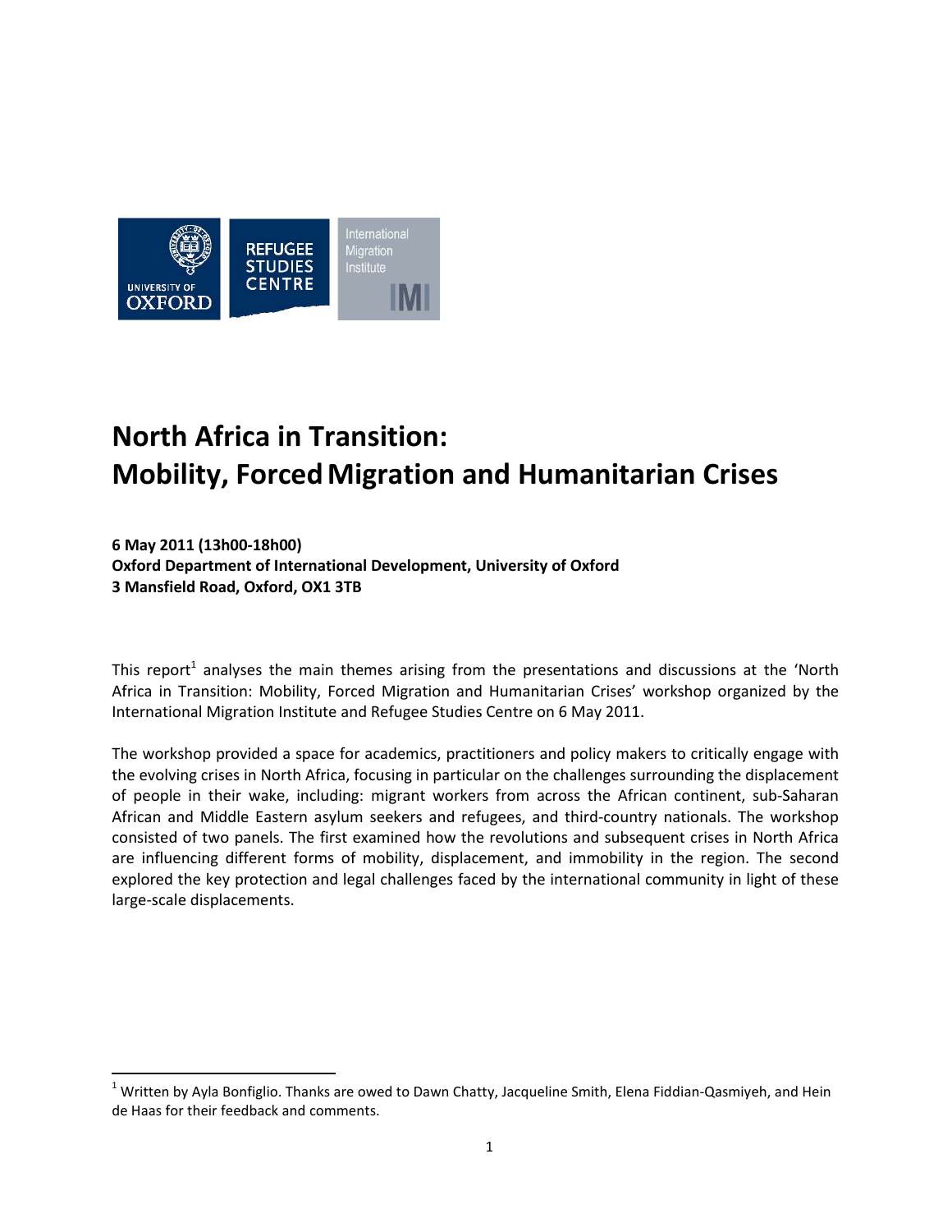# North Africa in Transition: Mobility, Forced Migration and Humanitarian Crises

**6 May 2011 (13h00-18h00)**
**Oxford Department of International Development, University of Oxford**
**3 Mansfield Road, Oxford, OX1 3TB**

This report[1] analyses the main themes arising from the presentations and discussions at the 'North Africa in Transition: Mobility, Forced Migration and Humanitarian Crises' workshop organized by the International Migration Institute and Refugee Studies Centre on 6 May 2011.

The workshop provided a space for academics, practitioners and policy makers to critically engage with the evolving crises in North Africa, focusing in particular on the challenges surrounding the displacement of people in their wake, including: migrant workers from across the African continent, sub-Saharan African and Middle Eastern asylum seekers and refugees, and third-country nationals. The workshop consisted of two panels. The first examined how the revolutions and subsequent crises in North Africa are influencing different forms of mobility, displacement, and immobility in the region. The second explored the key protection and legal challenges faced by the international community in light of these large-scale displacements.

---

[1] Written by Ayla Bonfiglio. Thanks are owed to Dawn Chatty, Jacqueline Smith, Elena Fiddian-Qasmiyeh, and Hein de Haas for their feedback and comments.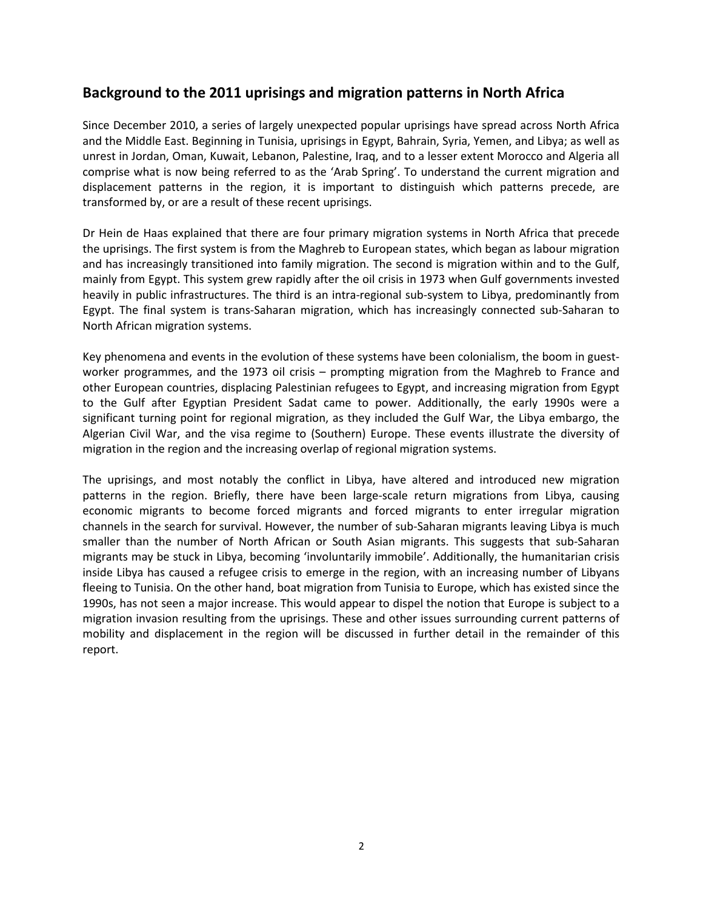## Background to the 2011 uprisings and migration patterns in North Africa

Since December 2010, a series of largely unexpected popular uprisings have spread across North Africa and the Middle East. Beginning in Tunisia, uprisings in Egypt, Bahrain, Syria, Yemen, and Libya; as well as unrest in Jordan, Oman, Kuwait, Lebanon, Palestine, Iraq, and to a lesser extent Morocco and Algeria all comprise what is now being referred to as the 'Arab Spring'. To understand the current migration and displacement patterns in the region, it is important to distinguish which patterns precede, are transformed by, or are a result of these recent uprisings.

Dr Hein de Haas explained that there are four primary migration systems in North Africa that precede the uprisings. The first system is from the Maghreb to European states, which began as labour migration and has increasingly transitioned into family migration. The second is migration within and to the Gulf, mainly from Egypt. This system grew rapidly after the oil crisis in 1973 when Gulf governments invested heavily in public infrastructures. The third is an intra-regional sub-system to Libya, predominantly from Egypt. The final system is trans-Saharan migration, which has increasingly connected sub-Saharan to North African migration systems.

Key phenomena and events in the evolution of these systems have been colonialism, the boom in guest-worker programmes, and the 1973 oil crisis – prompting migration from the Maghreb to France and other European countries, displacing Palestinian refugees to Egypt, and increasing migration from Egypt to the Gulf after Egyptian President Sadat came to power. Additionally, the early 1990s were a significant turning point for regional migration, as they included the Gulf War, the Libya embargo, the Algerian Civil War, and the visa regime to (Southern) Europe. These events illustrate the diversity of migration in the region and the increasing overlap of regional migration systems.

The uprisings, and most notably the conflict in Libya, have altered and introduced new migration patterns in the region. Briefly, there have been large-scale return migrations from Libya, causing economic migrants to become forced migrants and forced migrants to enter irregular migration channels in the search for survival. However, the number of sub-Saharan migrants leaving Libya is much smaller than the number of North African or South Asian migrants. This suggests that sub-Saharan migrants may be stuck in Libya, becoming 'involuntarily immobile'. Additionally, the humanitarian crisis inside Libya has caused a refugee crisis to emerge in the region, with an increasing number of Libyans fleeing to Tunisia. On the other hand, boat migration from Tunisia to Europe, which has existed since the 1990s, has not seen a major increase. This would appear to dispel the notion that Europe is subject to a migration invasion resulting from the uprisings. These and other issues surrounding current patterns of mobility and displacement in the region will be discussed in further detail in the remainder of this report.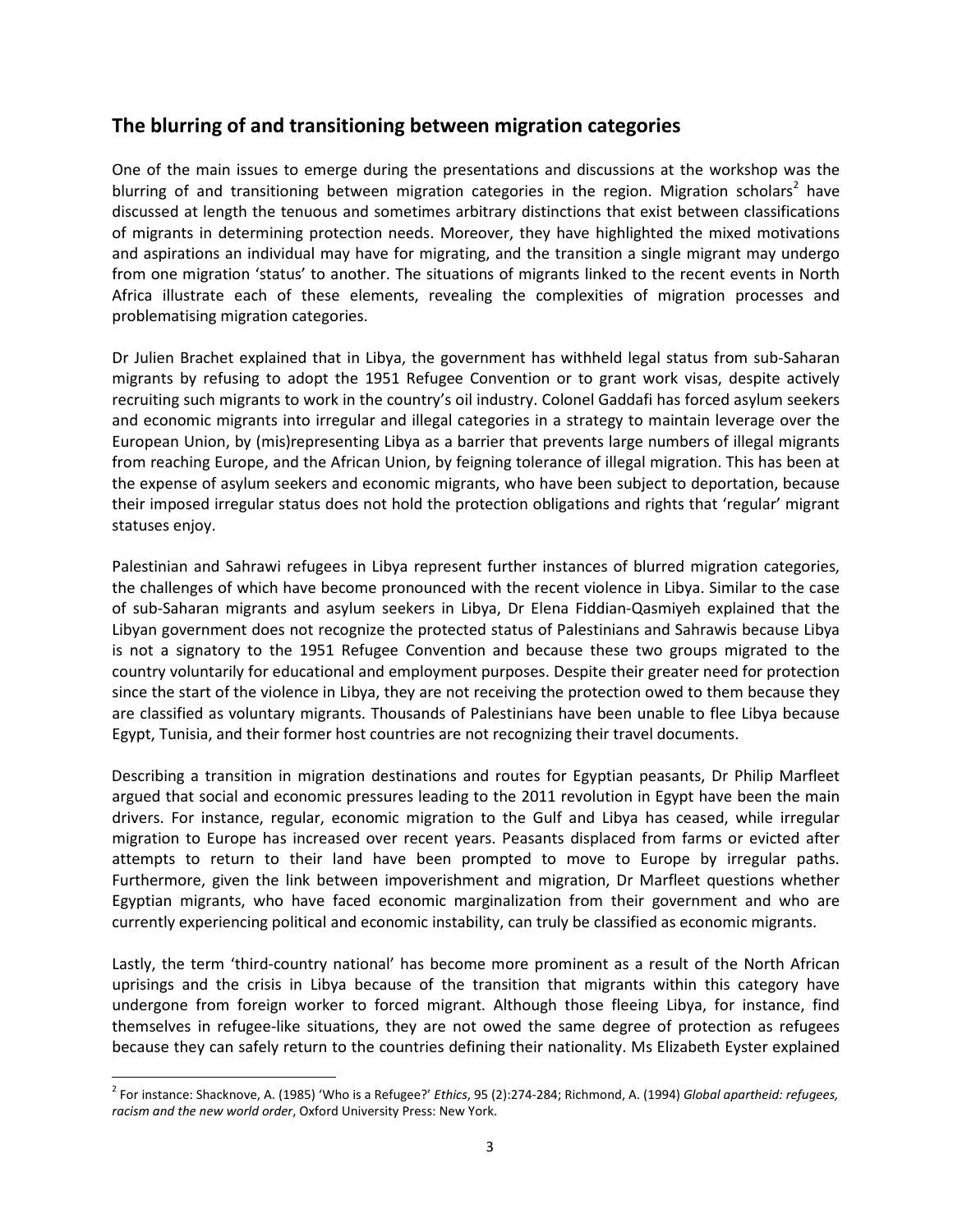## The blurring of and transitioning between migration categories

One of the main issues to emerge during the presentations and discussions at the workshop was the blurring of and transitioning between migration categories in the region. Migration scholars[2] have discussed at length the tenuous and sometimes arbitrary distinctions that exist between classifications of migrants in determining protection needs. Moreover, they have highlighted the mixed motivations and aspirations an individual may have for migrating, and the transition a single migrant may undergo from one migration 'status' to another. The situations of migrants linked to the recent events in North Africa illustrate each of these elements, revealing the complexities of migration processes and problematising migration categories.

Dr Julien Brachet explained that in Libya, the government has withheld legal status from sub-Saharan migrants by refusing to adopt the 1951 Refugee Convention or to grant work visas, despite actively recruiting such migrants to work in the country's oil industry. Colonel Gaddafi has forced asylum seekers and economic migrants into irregular and illegal categories in a strategy to maintain leverage over the European Union, by (mis)representing Libya as a barrier that prevents large numbers of illegal migrants from reaching Europe, and the African Union, by feigning tolerance of illegal migration. This has been at the expense of asylum seekers and economic migrants, who have been subject to deportation, because their imposed irregular status does not hold the protection obligations and rights that 'regular' migrant statuses enjoy.

Palestinian and Sahrawi refugees in Libya represent further instances of blurred migration categories, the challenges of which have become pronounced with the recent violence in Libya. Similar to the case of sub-Saharan migrants and asylum seekers in Libya, Dr Elena Fiddian-Qasmiyeh explained that the Libyan government does not recognize the protected status of Palestinians and Sahrawis because Libya is not a signatory to the 1951 Refugee Convention and because these two groups migrated to the country voluntarily for educational and employment purposes. Despite their greater need for protection since the start of the violence in Libya, they are not receiving the protection owed to them because they are classified as voluntary migrants. Thousands of Palestinians have been unable to flee Libya because Egypt, Tunisia, and their former host countries are not recognizing their travel documents.

Describing a transition in migration destinations and routes for Egyptian peasants, Dr Philip Marfleet argued that social and economic pressures leading to the 2011 revolution in Egypt have been the main drivers. For instance, regular, economic migration to the Gulf and Libya has ceased, while irregular migration to Europe has increased over recent years. Peasants displaced from farms or evicted after attempts to return to their land have been prompted to move to Europe by irregular paths. Furthermore, given the link between impoverishment and migration, Dr Marfleet questions whether Egyptian migrants, who have faced economic marginalization from their government and who are currently experiencing political and economic instability, can truly be classified as economic migrants.

Lastly, the term 'third-country national' has become more prominent as a result of the North African uprisings and the crisis in Libya because of the transition that migrants within this category have undergone from foreign worker to forced migrant. Although those fleeing Libya, for instance, find themselves in refugee-like situations, they are not owed the same degree of protection as refugees because they can safely return to the countries defining their nationality. Ms Elizabeth Eyster explained

[2] For instance: Shacknove, A. (1985) 'Who is a Refugee?' *Ethics*, 95 (2):274-284; Richmond, A. (1994) *Global apartheid: refugees, racism and the new world order*, Oxford University Press: New York.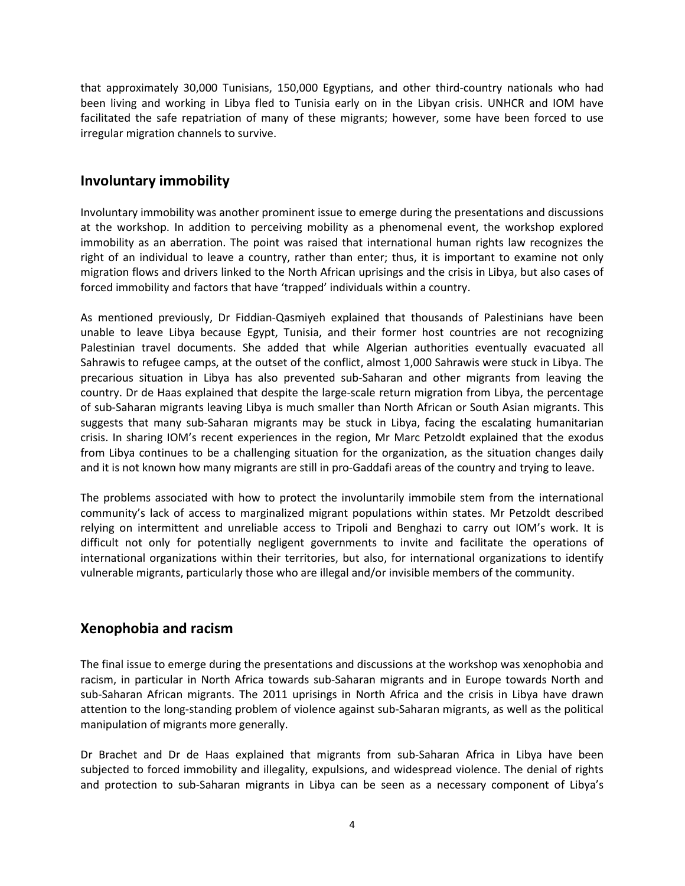that approximately 30,000 Tunisians, 150,000 Egyptians, and other third-country nationals who had been living and working in Libya fled to Tunisia early on in the Libyan crisis. UNHCR and IOM have facilitated the safe repatriation of many of these migrants; however, some have been forced to use irregular migration channels to survive.

## Involuntary immobility

Involuntary immobility was another prominent issue to emerge during the presentations and discussions at the workshop. In addition to perceiving mobility as a phenomenal event, the workshop explored immobility as an aberration. The point was raised that international human rights law recognizes the right of an individual to leave a country, rather than enter; thus, it is important to examine not only migration flows and drivers linked to the North African uprisings and the crisis in Libya, but also cases of forced immobility and factors that have 'trapped' individuals within a country.

As mentioned previously, Dr Fiddian-Qasmiyeh explained that thousands of Palestinians have been unable to leave Libya because Egypt, Tunisia, and their former host countries are not recognizing Palestinian travel documents. She added that while Algerian authorities eventually evacuated all Sahrawis to refugee camps, at the outset of the conflict, almost 1,000 Sahrawis were stuck in Libya. The precarious situation in Libya has also prevented sub-Saharan and other migrants from leaving the country. Dr de Haas explained that despite the large-scale return migration from Libya, the percentage of sub-Saharan migrants leaving Libya is much smaller than North African or South Asian migrants. This suggests that many sub-Saharan migrants may be stuck in Libya, facing the escalating humanitarian crisis. In sharing IOM's recent experiences in the region, Mr Marc Petzoldt explained that the exodus from Libya continues to be a challenging situation for the organization, as the situation changes daily and it is not known how many migrants are still in pro-Gaddafi areas of the country and trying to leave.

The problems associated with how to protect the involuntarily immobile stem from the international community's lack of access to marginalized migrant populations within states. Mr Petzoldt described relying on intermittent and unreliable access to Tripoli and Benghazi to carry out IOM's work. It is difficult not only for potentially negligent governments to invite and facilitate the operations of international organizations within their territories, but also, for international organizations to identify vulnerable migrants, particularly those who are illegal and/or invisible members of the community.

## Xenophobia and racism

The final issue to emerge during the presentations and discussions at the workshop was xenophobia and racism, in particular in North Africa towards sub-Saharan migrants and in Europe towards North and sub-Saharan African migrants. The 2011 uprisings in North Africa and the crisis in Libya have drawn attention to the long-standing problem of violence against sub-Saharan migrants, as well as the political manipulation of migrants more generally.

Dr Brachet and Dr de Haas explained that migrants from sub-Saharan Africa in Libya have been subjected to forced immobility and illegality, expulsions, and widespread violence. The denial of rights and protection to sub-Saharan migrants in Libya can be seen as a necessary component of Libya's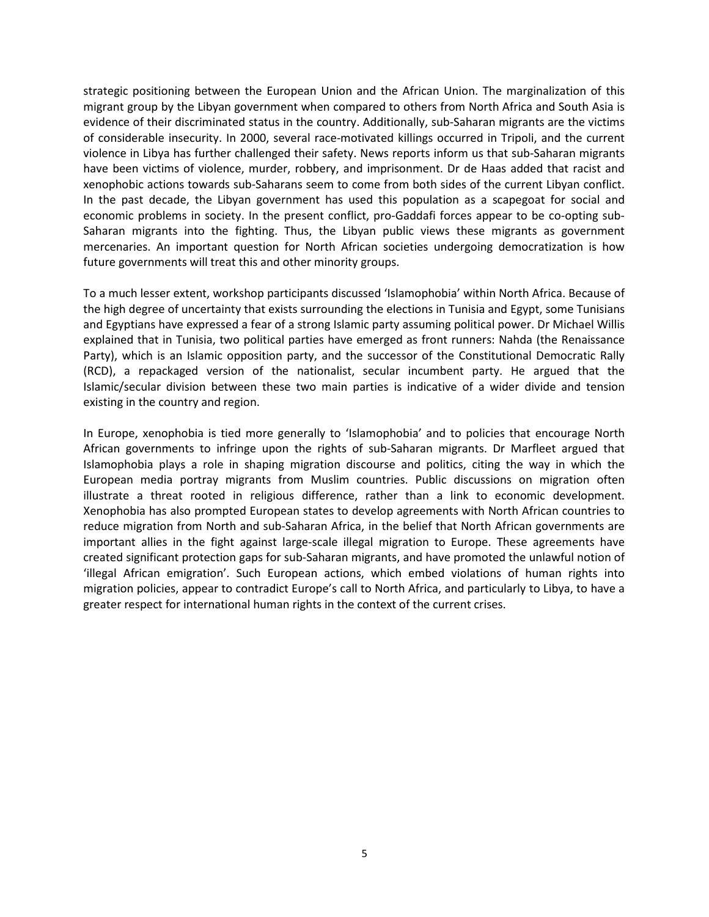strategic positioning between the European Union and the African Union. The marginalization of this migrant group by the Libyan government when compared to others from North Africa and South Asia is evidence of their discriminated status in the country. Additionally, sub-Saharan migrants are the victims of considerable insecurity. In 2000, several race-motivated killings occurred in Tripoli, and the current violence in Libya has further challenged their safety. News reports inform us that sub-Saharan migrants have been victims of violence, murder, robbery, and imprisonment. Dr de Haas added that racist and xenophobic actions towards sub-Saharans seem to come from both sides of the current Libyan conflict. In the past decade, the Libyan government has used this population as a scapegoat for social and economic problems in society. In the present conflict, pro-Gaddafi forces appear to be co-opting sub-Saharan migrants into the fighting. Thus, the Libyan public views these migrants as government mercenaries. An important question for North African societies undergoing democratization is how future governments will treat this and other minority groups.

To a much lesser extent, workshop participants discussed 'Islamophobia' within North Africa. Because of the high degree of uncertainty that exists surrounding the elections in Tunisia and Egypt, some Tunisians and Egyptians have expressed a fear of a strong Islamic party assuming political power. Dr Michael Willis explained that in Tunisia, two political parties have emerged as front runners: Nahda (the Renaissance Party), which is an Islamic opposition party, and the successor of the Constitutional Democratic Rally (RCD), a repackaged version of the nationalist, secular incumbent party. He argued that the Islamic/secular division between these two main parties is indicative of a wider divide and tension existing in the country and region.

In Europe, xenophobia is tied more generally to 'Islamophobia' and to policies that encourage North African governments to infringe upon the rights of sub-Saharan migrants. Dr Marfleet argued that Islamophobia plays a role in shaping migration discourse and politics, citing the way in which the European media portray migrants from Muslim countries. Public discussions on migration often illustrate a threat rooted in religious difference, rather than a link to economic development. Xenophobia has also prompted European states to develop agreements with North African countries to reduce migration from North and sub-Saharan Africa, in the belief that North African governments are important allies in the fight against large-scale illegal migration to Europe. These agreements have created significant protection gaps for sub-Saharan migrants, and have promoted the unlawful notion of 'illegal African emigration'. Such European actions, which embed violations of human rights into migration policies, appear to contradict Europe's call to North Africa, and particularly to Libya, to have a greater respect for international human rights in the context of the current crises.